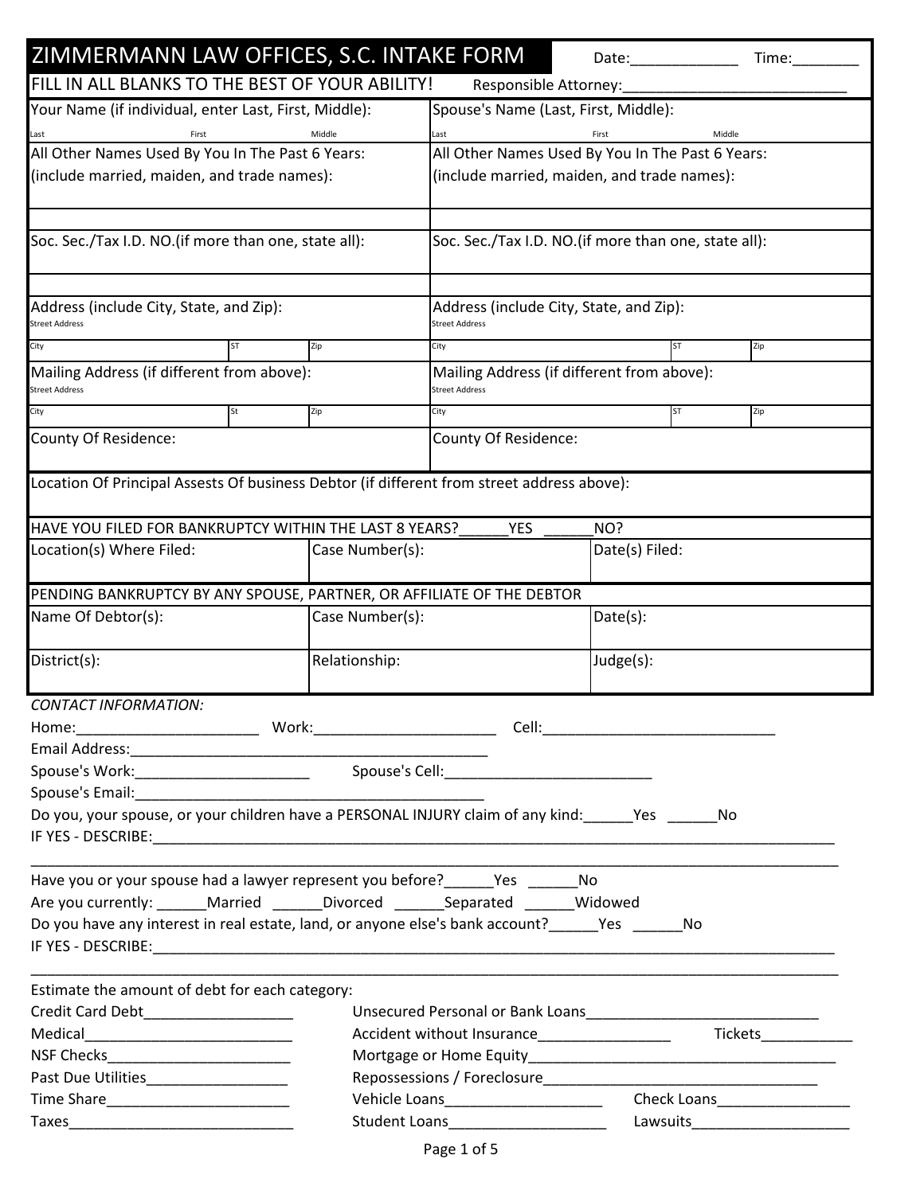# ZIMMERMANN LAW OFFICES, S.C. INTAKE FORM

Date:____________ Time:________

FILL IN ALL BLANKS TO THE BEST OF YOUR ABILITY! Responsible Attorney:___________________________

| Your Name (if individual, enter Last, First, Middle): | Spouse's Name (Last, First, Middle): |
|---|---|
| Last First Middle | Last First Middle |
| All Other Names Used By You In The Past 6 Years: (include married, maiden, and trade names): | All Other Names Used By You In The Past 6 Years: (include married, maiden, and trade names): |
| | |
| Soc. Sec./Tax I.D. NO.(if more than one, state all): | Soc. Sec./Tax I.D. NO.(if more than one, state all): |
| | |
| Address (include City, State, and Zip): Street Address | Address (include City, State, and Zip): Street Address |
| City ST Zip | City ST Zip |
| Mailing Address (if different from above): Street Address | Mailing Address (if different from above): Street Address |
| City St Zip | City ST Zip |
| County Of Residence: | County Of Residence: |

Location Of Principal Assests Of business Debtor (if different from street address above):

HAVE YOU FILED FOR BANKRUPTCY WITHIN THE LAST 8 YEARS?______YES ______NO?

| Location(s) Where Filed: | Case Number(s): | Date(s) Filed: |
|---|---|---|

PENDING BANKRUPTCY BY ANY SPOUSE, PARTNER, OR AFFILIATE OF THE DEBTOR

| Name Of Debtor(s): | Case Number(s): | Date(s): |
|---|---|---|
| District(s): | Relationship: | Judge(s): |

*CONTACT INFORMATION:*

Home:______________________ Work:______________________ Cell:_____________________________

Email Address:____________________________________________

Spouse's Work:_____________________ Spouse's Cell:_________________________

Spouse's Email:__________________________________________

Do you, your spouse, or your children have a PERSONAL INJURY claim of any kind:______Yes ______No

IF YES - DESCRIBE:_________________________________________________________________________________

___________________________________________________________________________________________

Have you or your spouse had a lawyer represent you before?______Yes ______No

Are you currently: ______Married ______Divorced ______Separated ______Widowed

Do you have any interest in real estate, land, or anyone else's bank account?______Yes ______No

IF YES - DESCRIBE:_________________________________________________________________________________

___________________________________________________________________________________________

Estimate the amount of debt for each category:

Credit Card Debt__________________ Unsecured Personal or Bank Loans_____________________________

Medical_________________________ Accident without Insurance________________ Tickets___________

NSF Checks______________________ Mortgage or Home Equity_______________________________________

Past Due Utilities_________________ Repossessions / Foreclosure__________________________________

Time Share______________________ Vehicle Loans___________________ Check Loans________________

Taxes____________________________ Student Loans___________________ Lawsuits___________________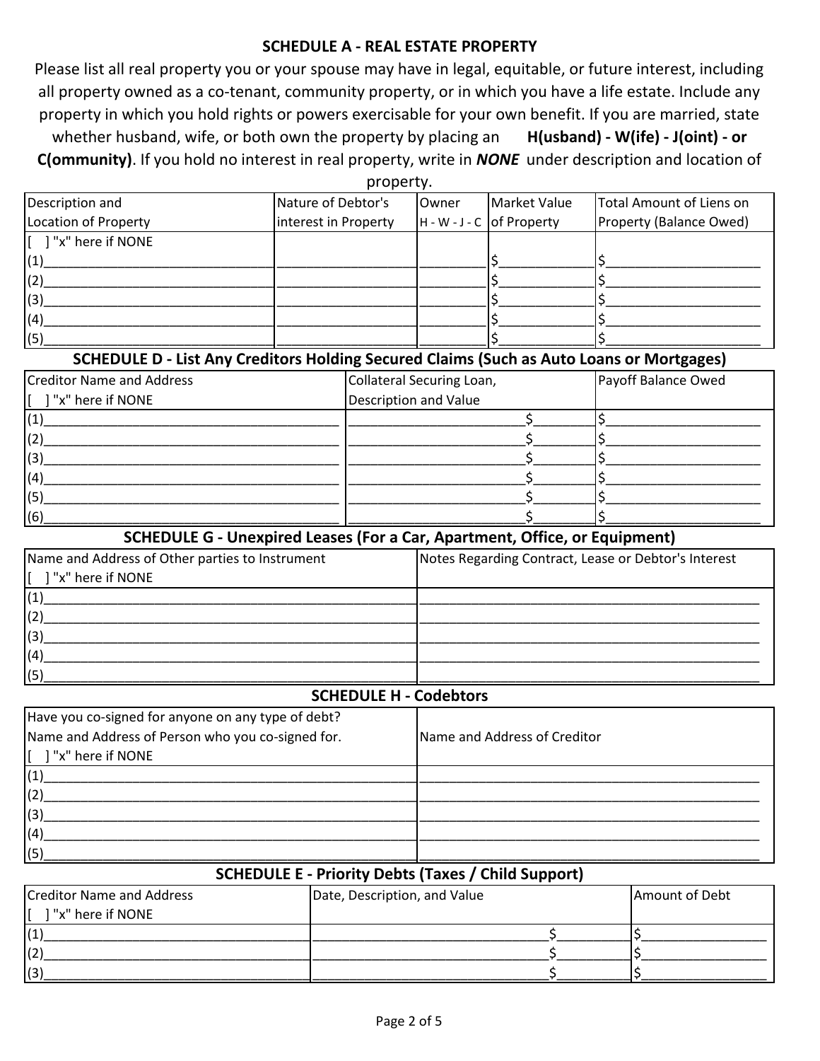## SCHEDULE A - REAL ESTATE PROPERTY

Please list all real property you or your spouse may have in legal, equitable, or future interest, including all property owned as a co-tenant, community property, or in which you have a life estate. Include any property in which you hold rights or powers exercisable for your own benefit. If you are married, state whether husband, wife, or both own the property by placing an **H(usband) - W(ife) - J(oint) - or C(ommunity)**. If you hold no interest in real property, write in ***NONE*** under description and location of property.

| Description and Location of Property | Nature of Debtor's interest in Property | Owner H - W - J - C | Market Value of Property | Total Amount of Liens on Property (Balance Owed) |
|---|---|---|---|---|
| [ ] "x" here if NONE | | | | |
| (1)______________________________ | ________________ | ________ | $____________ | $____________________ |
| (2)______________________________ | ________________ | ________ | $____________ | $____________________ |
| (3)______________________________ | ________________ | ________ | $____________ | $____________________ |
| (4)______________________________ | ________________ | ________ | $____________ | $____________________ |
| (5)______________________________ | ________________ | ________ | $____________ | $____________________ |

## SCHEDULE D - List Any Creditors Holding Secured Claims (Such as Auto Loans or Mortgages)

| Creditor Name and Address<br>[ ] "x" here if NONE | Collateral Securing Loan, Description and Value | Payoff Balance Owed |
|---|---|---|
| (1)______________________________________ | _______________________$_______ | $____________________ |
| (2)______________________________________ | _______________________$_______ | $____________________ |
| (3)______________________________________ | _______________________$_______ | $____________________ |
| (4)______________________________________ | _______________________$_______ | $____________________ |
| (5)______________________________________ | _______________________$_______ | $____________________ |
| (6)______________________________________ | _______________________$_______ | $____________________ |

## SCHEDULE G - Unexpired Leases (For a Car, Apartment, Office, or Equipment)

| Name and Address of Other parties to Instrument<br>[ ] "x" here if NONE | Notes Regarding Contract, Lease or Debtor's Interest |
|---|---|
| (1)__________________________________________________ | ______________________________________________ |
| (2)__________________________________________________ | ______________________________________________ |
| (3)__________________________________________________ | ______________________________________________ |
| (4)__________________________________________________ | ______________________________________________ |
| (5)__________________________________________________ | ______________________________________________ |

## SCHEDULE H - Codebtors

| Have you co-signed for anyone on any type of debt?<br>Name and Address of Person who you co-signed for.<br>[ ] "x" here if NONE | Name and Address of Creditor |
|---|---|
| (1)__________________________________________________ | ______________________________________________ |
| (2)__________________________________________________ | ______________________________________________ |
| (3)__________________________________________________ | ______________________________________________ |
| (4)__________________________________________________ | ______________________________________________ |
| (5)__________________________________________________ | ______________________________________________ |

## SCHEDULE E - Priority Debts (Taxes / Child Support)

| Creditor Name and Address<br>[ ] "x" here if NONE | Date, Description, and Value | Amount of Debt |
|---|---|---|
| (1)__________________________________ | ______________________________$_________ | $________________ |
| (2)__________________________________ | ______________________________$_________ | $________________ |
| (3)__________________________________ | ______________________________$_________ | $________________ |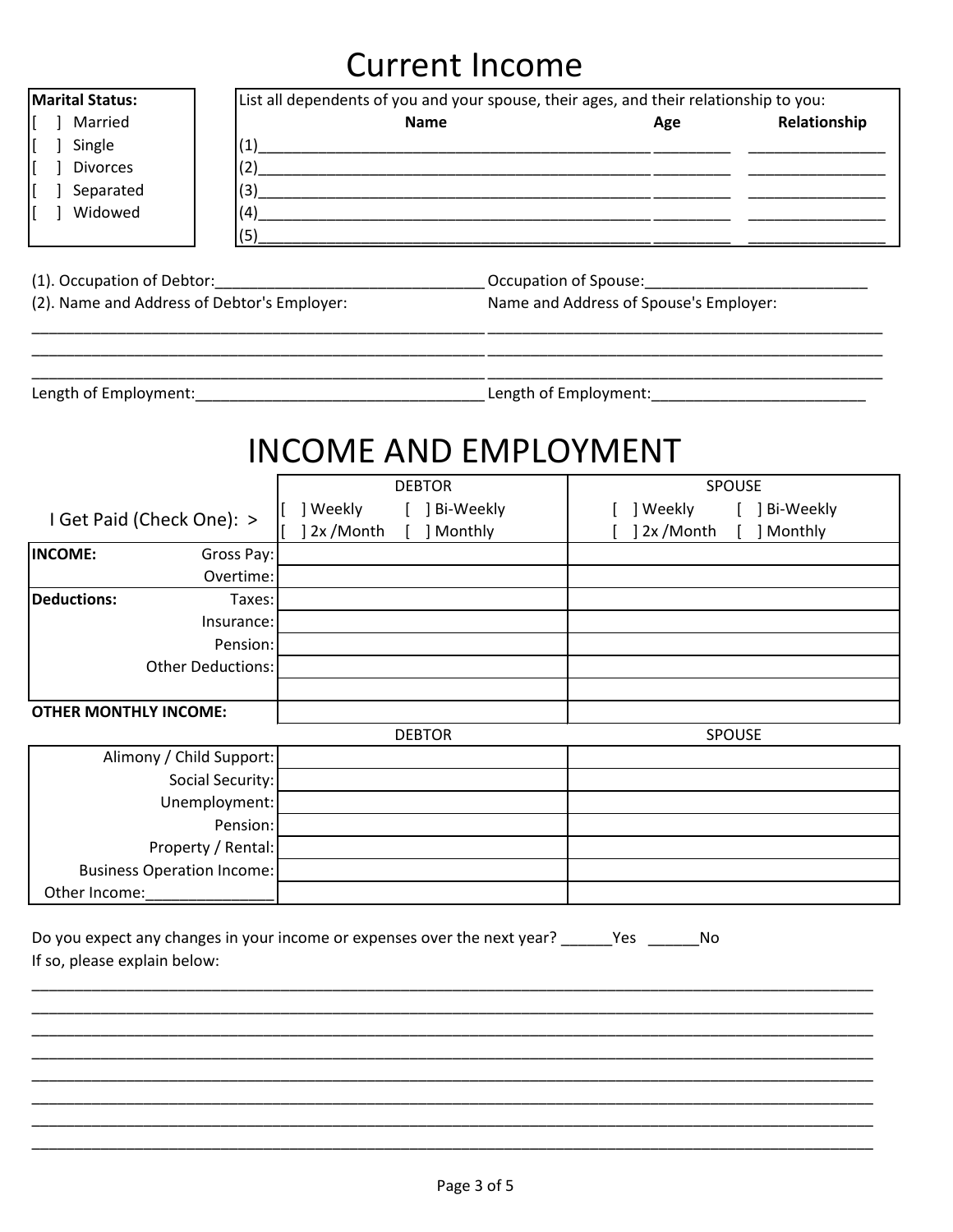# Current Income

| Marital Status: |
|---|
| [ ] Married |
| [ ] Single |
| [ ] Divorces |
| [ ] Separated |
| [ ] Widowed |

List all dependents of you and your spouse, their ages, and their relationship to you:

| | Name | Age | Relationship |
|---|---|---|---|
| (1) | | | |
| (2) | | | |
| (3) | | | |
| (4) | | | |
| (5) | | | |

(1). Occupation of Debtor:________________________________ Occupation of Spouse:__________________________

(2). Name and Address of Debtor's Employer: Name and Address of Spouse's Employer:

______________________________________________________ ______________________________________________

______________________________________________________ ______________________________________________

______________________________________________________ ______________________________________________

Length of Employment:__________________________________ Length of Employment:________________________

# INCOME AND EMPLOYMENT

| | | DEBTOR | SPOUSE |
|---|---|---|---|
| I Get Paid (Check One): > | | [ ] Weekly [ ] Bi-Weekly [ ] 2x /Month [ ] Monthly | [ ] Weekly [ ] Bi-Weekly [ ] 2x /Month [ ] Monthly |
| **INCOME:** | Gross Pay: | | |
| | Overtime: | | |
| **Deductions:** | Taxes: | | |
| | Insurance: | | |
| | Pension: | | |
| | Other Deductions: | | |
| | | | |
| **OTHER MONTHLY INCOME:** | | | |

| | DEBTOR | SPOUSE |
|---|---|---|
| Alimony / Child Support: | | |
| Social Security: | | |
| Unemployment: | | |
| Pension: | | |
| Property / Rental: | | |
| Business Operation Income: | | |
| Other Income:_______________ | | |

Do you expect any changes in your income or expenses over the next year? ______Yes ______No

If so, please explain below:

__________________________________________________________________________________________

__________________________________________________________________________________________

__________________________________________________________________________________________

__________________________________________________________________________________________

__________________________________________________________________________________________

__________________________________________________________________________________________

__________________________________________________________________________________________

__________________________________________________________________________________________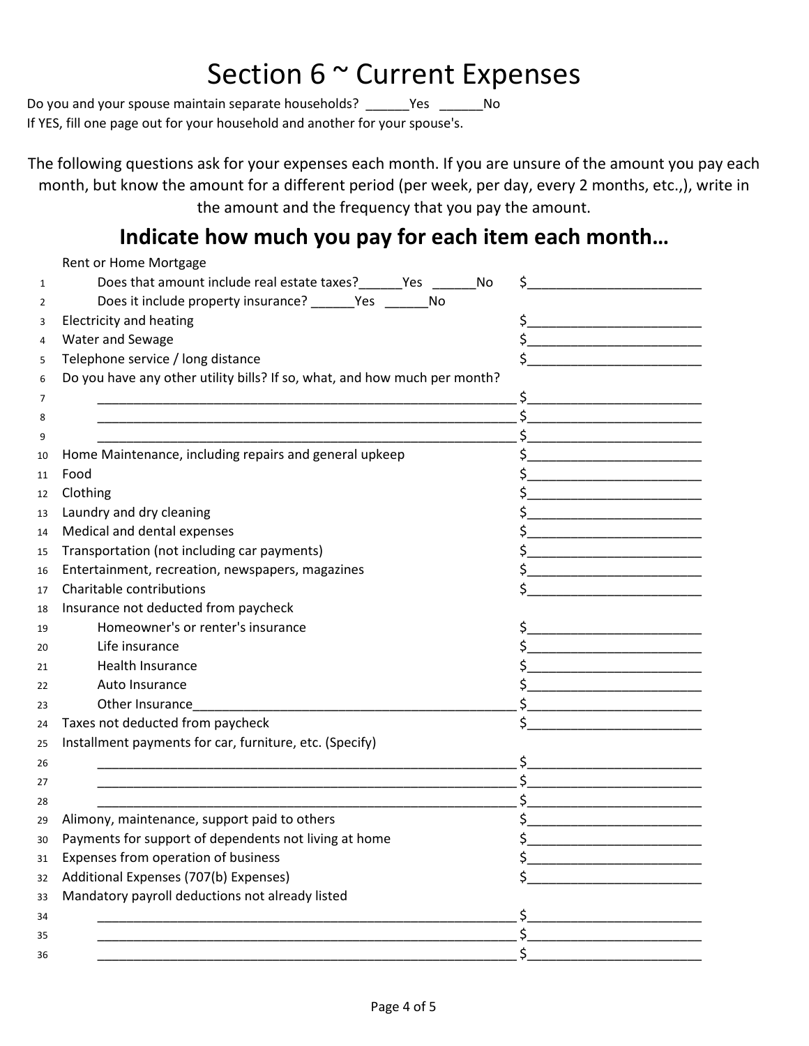# Section 6 ~ Current Expenses

Do you and your spouse maintain separate households? ______Yes ______No

If YES, fill one page out for your household and another for your spouse's.

The following questions ask for your expenses each month. If you are unsure of the amount you pay each month, but know the amount for a different period (per week, per day, every 2 months, etc.,), write in the amount and the frequency that you pay the amount.

## Indicate how much you pay for each item each month…

| # | Item | Amount |
|---|---|---|
| | Rent or Home Mortgage | |
| 1 | Does that amount include real estate taxes?______Yes ______No | $______________________ |
| 2 | Does it include property insurance? ______Yes ______No | |
| 3 | Electricity and heating | $______________________ |
| 4 | Water and Sewage | $______________________ |
| 5 | Telephone service / long distance | $______________________ |
| 6 | Do you have any other utility bills? If so, what, and how much per month? | |
| 7 | ____________________________________________________________ | $______________________ |
| 8 | ____________________________________________________________ | $______________________ |
| 9 | ____________________________________________________________ | $______________________ |
| 10 | Home Maintenance, including repairs and general upkeep | $______________________ |
| 11 | Food | $______________________ |
| 12 | Clothing | $______________________ |
| 13 | Laundry and dry cleaning | $______________________ |
| 14 | Medical and dental expenses | $______________________ |
| 15 | Transportation (not including car payments) | $______________________ |
| 16 | Entertainment, recreation, newspapers, magazines | $______________________ |
| 17 | Charitable contributions | $______________________ |
| 18 | Insurance not deducted from paycheck | |
| 19 | Homeowner's or renter's insurance | $______________________ |
| 20 | Life insurance | $______________________ |
| 21 | Health Insurance | $______________________ |
| 22 | Auto Insurance | $______________________ |
| 23 | Other Insurance______________________________________________ | $______________________ |
| 24 | Taxes not deducted from paycheck | $______________________ |
| 25 | Installment payments for car, furniture, etc. (Specify) | |
| 26 | ____________________________________________________________ | $______________________ |
| 27 | ____________________________________________________________ | $______________________ |
| 28 | ____________________________________________________________ | $______________________ |
| 29 | Alimony, maintenance, support paid to others | $______________________ |
| 30 | Payments for support of dependents not living at home | $______________________ |
| 31 | Expenses from operation of business | $______________________ |
| 32 | Additional Expenses (707(b) Expenses) | $______________________ |
| 33 | Mandatory payroll deductions not already listed | |
| 34 | ____________________________________________________________ | $______________________ |
| 35 | ____________________________________________________________ | $______________________ |
| 36 | ____________________________________________________________ | $______________________ |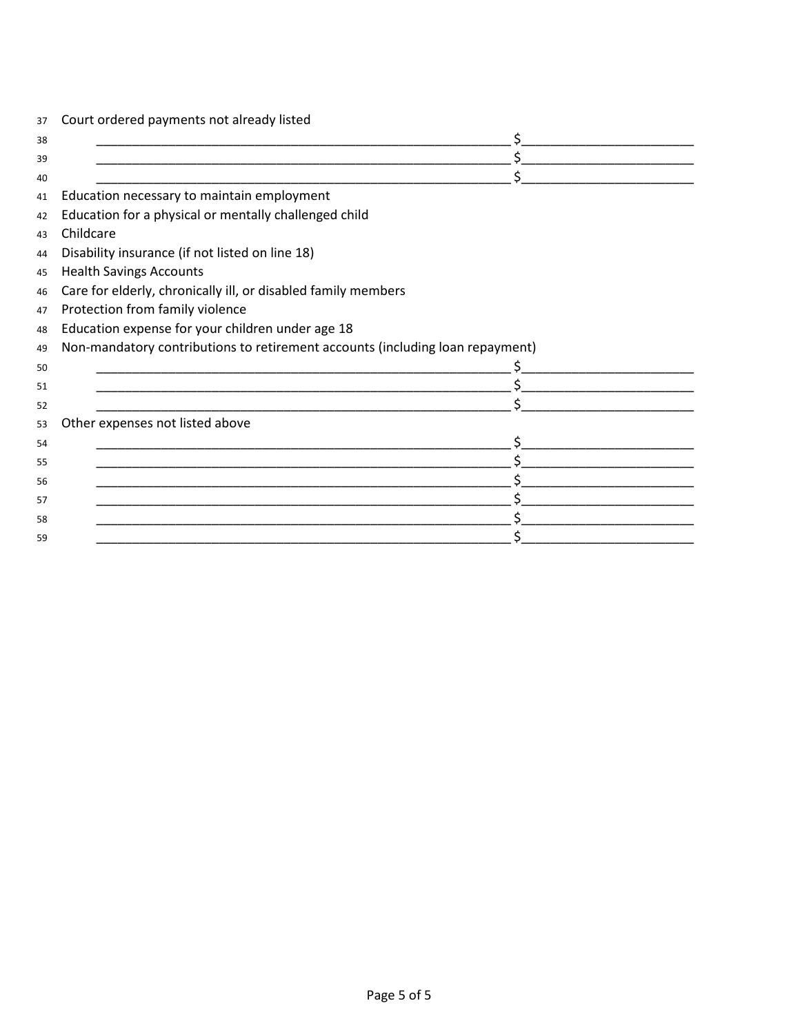37 Court ordered payments not already listed

38 ____________________________________________________________ $______________________

39 ____________________________________________________________ $______________________

40 ____________________________________________________________ $______________________

41 Education necessary to maintain employment

42 Education for a physical or mentally challenged child

43 Childcare

44 Disability insurance (if not listed on line 18)

45 Health Savings Accounts

46 Care for elderly, chronically ill, or disabled family members

47 Protection from family violence

48 Education expense for your children under age 18

49 Non-mandatory contributions to retirement accounts (including loan repayment)

50 ____________________________________________________________ $______________________

51 ____________________________________________________________ $______________________

52 ____________________________________________________________ $______________________

53 Other expenses not listed above

54 ____________________________________________________________ $______________________

55 ____________________________________________________________ $______________________

56 ____________________________________________________________ $______________________

57 ____________________________________________________________ $______________________

58 ____________________________________________________________ $______________________

59 ____________________________________________________________ $______________________